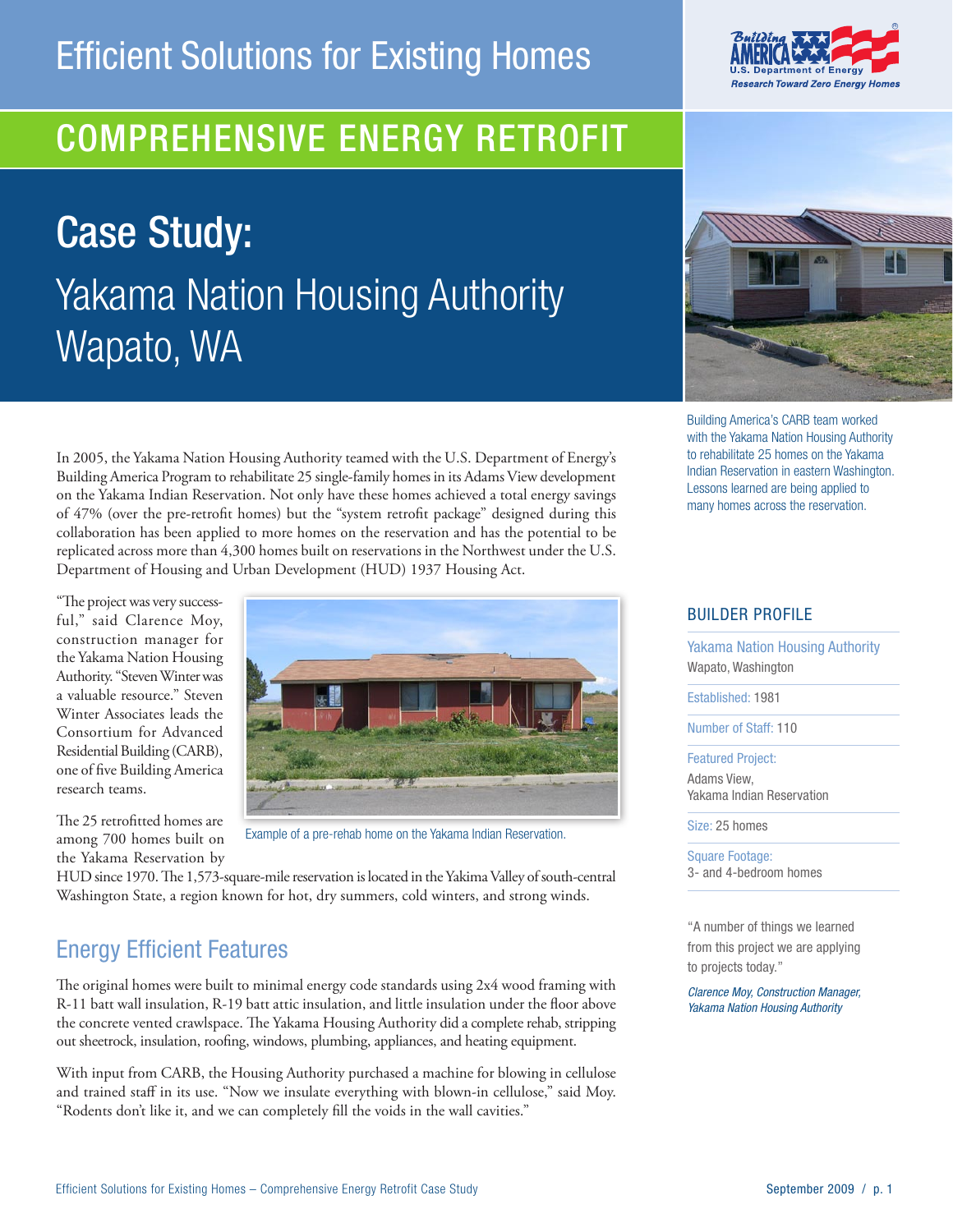# Efficient Solutions for Existing Homes

## COMPREHENSIVE ENERGY RETROFIT

# Case Study: Yakama Nation Housing Authority Wapato, WA

In 2005, the Yakama Nation Housing Authority teamed with the U.S. Department of Energy's Building America Program to rehabilitate 25 single-family homes in its Adams View development on the Yakama Indian Reservation. Not only have these homes achieved a total energy savings of 47% (over the pre-retrofit homes) but the "system retrofit package" designed during this collaboration has been applied to more homes on the reservation and has the potential to be replicated across more than 4,300 homes built on reservations in the Northwest under the U.S. Department of Housing and Urban Development (HUD) 1937 Housing Act.

"The project was very successful," said Clarence Moy, construction manager for the Yakama Nation Housing Authority. "Steven Winter was a valuable resource." Steven Winter Associates leads the Consortium for Advanced Residential Building (CARB), one of five Building America research teams.

Example of a pre-rehab home on the Yakama Indian Reservation.

The 25 retrofitted homes are among 700 homes built on the Yakama Reservation by HUD since 1970. The 1,573-square-mile reservation is located in the Yakima Valley of south-central Washington State, a region known for hot, dry summers, cold winters, and strong winds.

## Energy Efficient Features

The original homes were built to minimal energy code standards using 2x4 wood framing with R-11 batt wall insulation, R-19 batt attic insulation, and little insulation under the floor above the concrete vented crawlspace. The Yakama Housing Authority did a complete rehab, stripping out sheetrock, insulation, roofing, windows, plumbing, appliances, and heating equipment.

With input from CARB, the Housing Authority purchased a machine for blowing in cellulose and trained staff in its use. "Now we insulate everything with blown-in cellulose," said Moy. "Rodents don't like it, and we can completely fill the voids in the wall cavities."

Building America's CARB team worked with the Yakama Nation Housing Authority to rehabilitate 25 homes on the Yakama Indian Reservation in eastern Washington. Lessons learned are being applied to many homes across the reservation.

### BUILDER PROFILE

**Yakama Nation Housing Authority**
Wapato, Washington

Established: 1981

Number of Staff: 110

Featured Project:
Adams View,
Yakama Indian Reservation

Size: 25 homes

Square Footage:
3- and 4-bedroom homes

"A number of things we learned from this project we are applying to projects today."

*Clarence Moy, Construction Manager, Yakama Nation Housing Authority*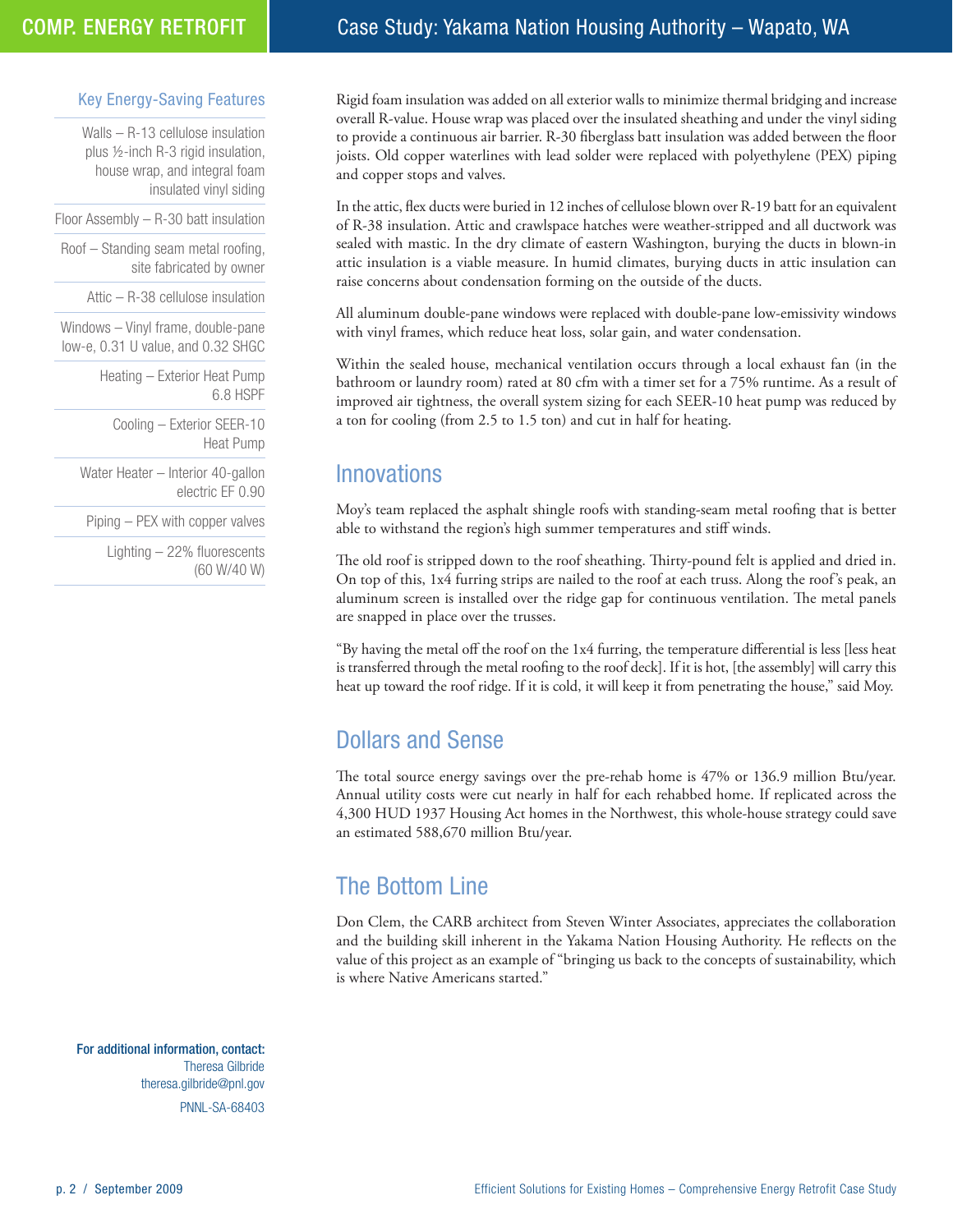## Key Energy-Saving Features

Walls – R-13 cellulose insulation plus ½-inch R-3 rigid insulation, house wrap, and integral foam insulated vinyl siding

Floor Assembly – R-30 batt insulation

Roof – Standing seam metal roofing, site fabricated by owner

Attic – R-38 cellulose insulation

Windows – Vinyl frame, double-pane low-e, 0.31 U value, and 0.32 SHGC

Heating – Exterior Heat Pump 6.8 HSPF

Cooling – Exterior SEER-10 Heat Pump

Water Heater – Interior 40-gallon electric EF 0.90

Piping – PEX with copper valves

Lighting – 22% fluorescents (60 W/40 W)

Rigid foam insulation was added on all exterior walls to minimize thermal bridging and increase overall R-value. House wrap was placed over the insulated sheathing and under the vinyl siding to provide a continuous air barrier. R-30 fiberglass batt insulation was added between the floor joists. Old copper waterlines with lead solder were replaced with polyethylene (PEX) piping and copper stops and valves.

In the attic, flex ducts were buried in 12 inches of cellulose blown over R-19 batt for an equivalent of R-38 insulation. Attic and crawlspace hatches were weather-stripped and all ductwork was sealed with mastic. In the dry climate of eastern Washington, burying the ducts in blown-in attic insulation is a viable measure. In humid climates, burying ducts in attic insulation can raise concerns about condensation forming on the outside of the ducts.

All aluminum double-pane windows were replaced with double-pane low-emissivity windows with vinyl frames, which reduce heat loss, solar gain, and water condensation.

Within the sealed house, mechanical ventilation occurs through a local exhaust fan (in the bathroom or laundry room) rated at 80 cfm with a timer set for a 75% runtime. As a result of improved air tightness, the overall system sizing for each SEER-10 heat pump was reduced by a ton for cooling (from 2.5 to 1.5 ton) and cut in half for heating.

## Innovations

Moy's team replaced the asphalt shingle roofs with standing-seam metal roofing that is better able to withstand the region's high summer temperatures and stiff winds.

The old roof is stripped down to the roof sheathing. Thirty-pound felt is applied and dried in. On top of this, 1x4 furring strips are nailed to the roof at each truss. Along the roof's peak, an aluminum screen is installed over the ridge gap for continuous ventilation. The metal panels are snapped in place over the trusses.

"By having the metal off the roof on the 1x4 furring, the temperature differential is less [less heat is transferred through the metal roofing to the roof deck]. If it is hot, [the assembly] will carry this heat up toward the roof ridge. If it is cold, it will keep it from penetrating the house," said Moy.

## Dollars and Sense

The total source energy savings over the pre-rehab home is 47% or 136.9 million Btu/year. Annual utility costs were cut nearly in half for each rehabbed home. If replicated across the 4,300 HUD 1937 Housing Act homes in the Northwest, this whole-house strategy could save an estimated 588,670 million Btu/year.

## The Bottom Line

Don Clem, the CARB architect from Steven Winter Associates, appreciates the collaboration and the building skill inherent in the Yakama Nation Housing Authority. He reflects on the value of this project as an example of "bringing us back to the concepts of sustainability, which is where Native Americans started."

**For additional information, contact:**
Theresa Gilbride
theresa.gilbride@pnl.gov

PNNL-SA-68403